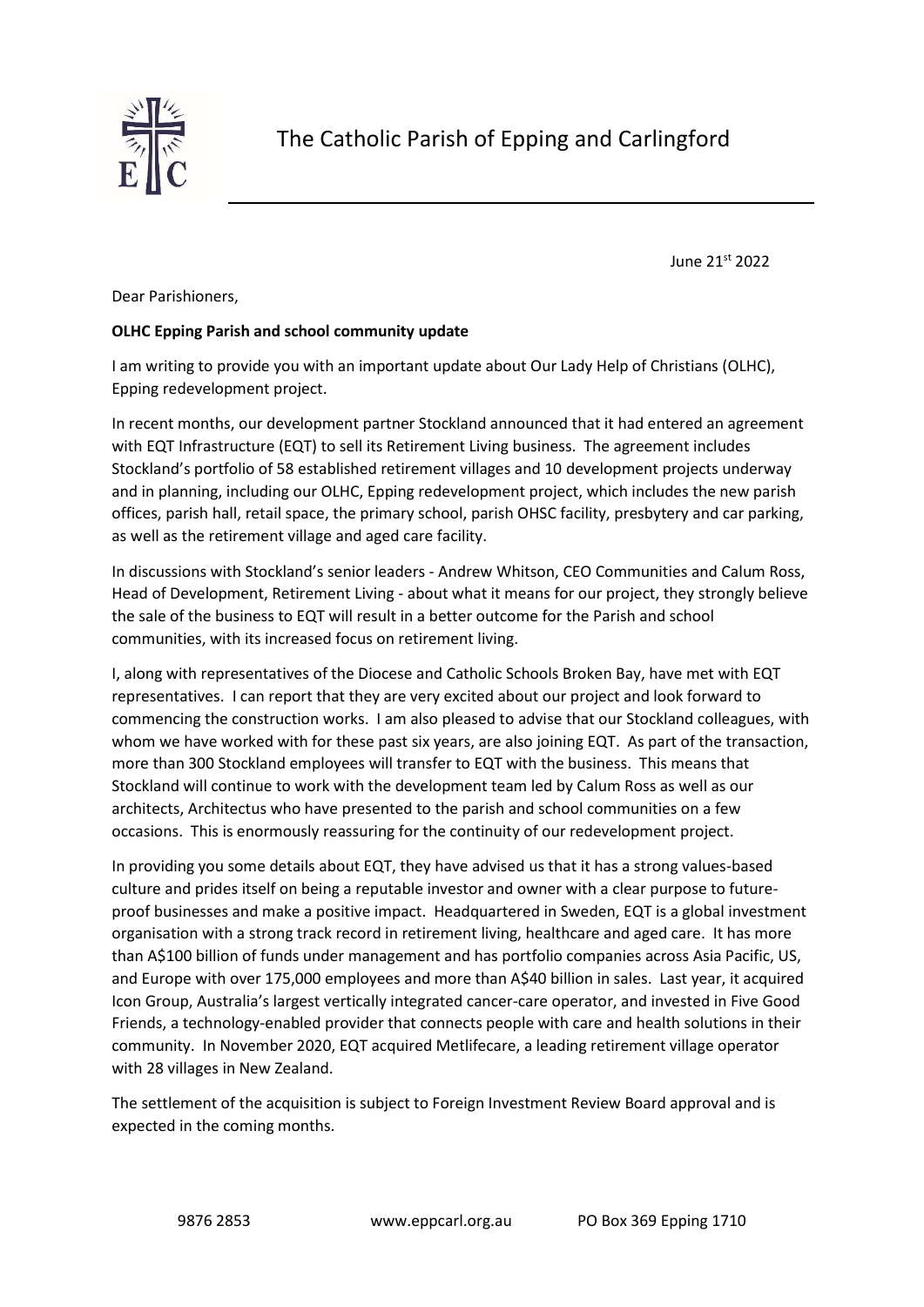# The Catholic Parish of Epping and Carlingford

June 21st 2022

Dear Parishioners,

**OLHC Epping Parish and school community update**

I am writing to provide you with an important update about Our Lady Help of Christians (OLHC), Epping redevelopment project.

In recent months, our development partner Stockland announced that it had entered an agreement with EQT Infrastructure (EQT) to sell its Retirement Living business. The agreement includes Stockland's portfolio of 58 established retirement villages and 10 development projects underway and in planning, including our OLHC, Epping redevelopment project, which includes the new parish offices, parish hall, retail space, the primary school, parish OHSC facility, presbytery and car parking, as well as the retirement village and aged care facility.

In discussions with Stockland's senior leaders - Andrew Whitson, CEO Communities and Calum Ross, Head of Development, Retirement Living - about what it means for our project, they strongly believe the sale of the business to EQT will result in a better outcome for the Parish and school communities, with its increased focus on retirement living.

I, along with representatives of the Diocese and Catholic Schools Broken Bay, have met with EQT representatives. I can report that they are very excited about our project and look forward to commencing the construction works. I am also pleased to advise that our Stockland colleagues, with whom we have worked with for these past six years, are also joining EQT. As part of the transaction, more than 300 Stockland employees will transfer to EQT with the business. This means that Stockland will continue to work with the development team led by Calum Ross as well as our architects, Architectus who have presented to the parish and school communities on a few occasions. This is enormously reassuring for the continuity of our redevelopment project.

In providing you some details about EQT, they have advised us that it has a strong values-based culture and prides itself on being a reputable investor and owner with a clear purpose to future-proof businesses and make a positive impact. Headquartered in Sweden, EQT is a global investment organisation with a strong track record in retirement living, healthcare and aged care. It has more than A$100 billion of funds under management and has portfolio companies across Asia Pacific, US, and Europe with over 175,000 employees and more than A$40 billion in sales. Last year, it acquired Icon Group, Australia's largest vertically integrated cancer-care operator, and invested in Five Good Friends, a technology-enabled provider that connects people with care and health solutions in their community. In November 2020, EQT acquired Metlifecare, a leading retirement village operator with 28 villages in New Zealand.

The settlement of the acquisition is subject to Foreign Investment Review Board approval and is expected in the coming months.

9876 2853 www.eppcarl.org.au PO Box 369 Epping 1710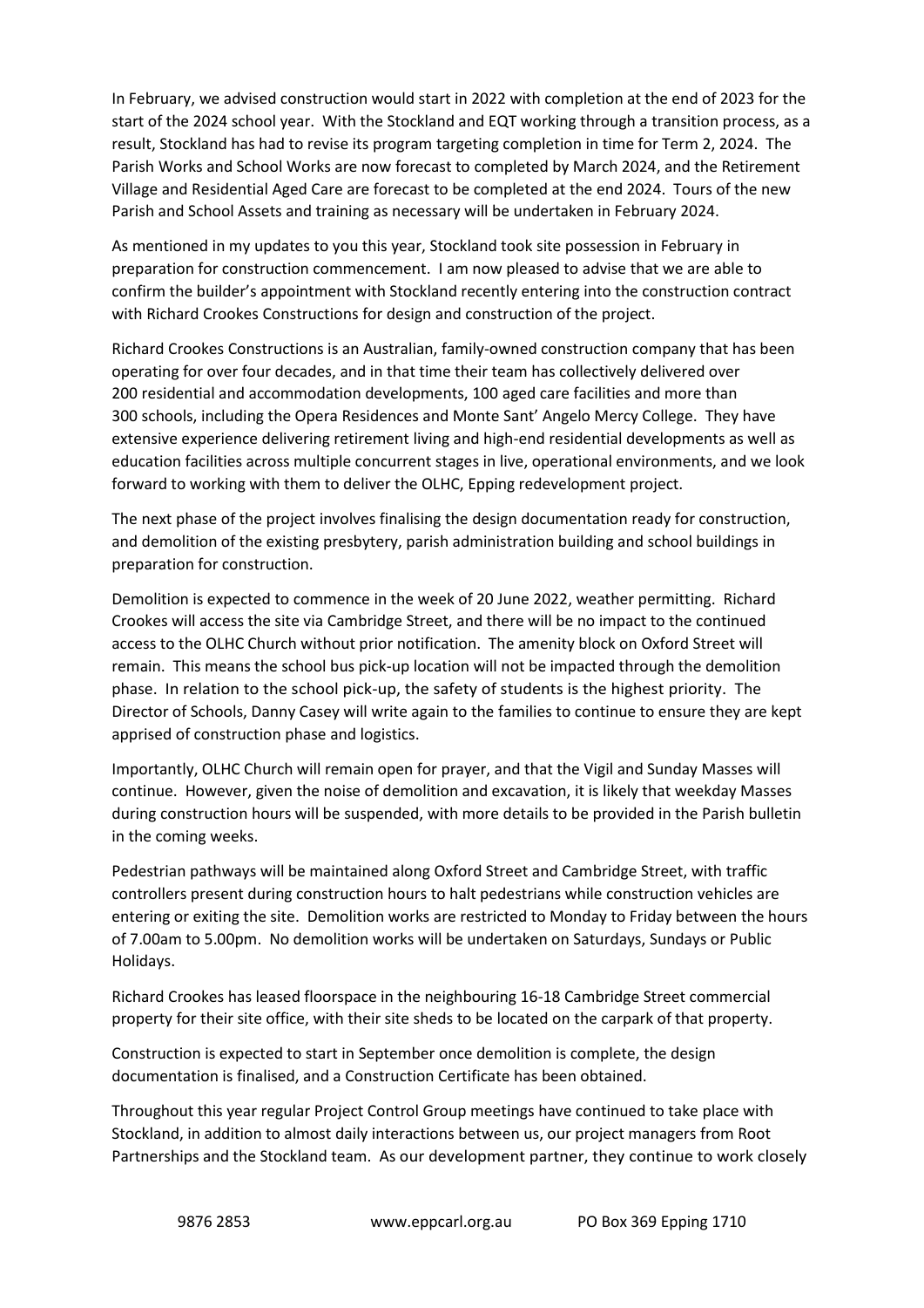In February, we advised construction would start in 2022 with completion at the end of 2023 for the start of the 2024 school year. With the Stockland and EQT working through a transition process, as a result, Stockland has had to revise its program targeting completion in time for Term 2, 2024. The Parish Works and School Works are now forecast to completed by March 2024, and the Retirement Village and Residential Aged Care are forecast to be completed at the end 2024. Tours of the new Parish and School Assets and training as necessary will be undertaken in February 2024.

As mentioned in my updates to you this year, Stockland took site possession in February in preparation for construction commencement. I am now pleased to advise that we are able to confirm the builder's appointment with Stockland recently entering into the construction contract with Richard Crookes Constructions for design and construction of the project.

Richard Crookes Constructions is an Australian, family-owned construction company that has been operating for over four decades, and in that time their team has collectively delivered over 200 residential and accommodation developments, 100 aged care facilities and more than 300 schools, including the Opera Residences and Monte Sant' Angelo Mercy College. They have extensive experience delivering retirement living and high-end residential developments as well as education facilities across multiple concurrent stages in live, operational environments, and we look forward to working with them to deliver the OLHC, Epping redevelopment project.

The next phase of the project involves finalising the design documentation ready for construction, and demolition of the existing presbytery, parish administration building and school buildings in preparation for construction.

Demolition is expected to commence in the week of 20 June 2022, weather permitting. Richard Crookes will access the site via Cambridge Street, and there will be no impact to the continued access to the OLHC Church without prior notification. The amenity block on Oxford Street will remain. This means the school bus pick-up location will not be impacted through the demolition phase. In relation to the school pick-up, the safety of students is the highest priority. The Director of Schools, Danny Casey will write again to the families to continue to ensure they are kept apprised of construction phase and logistics.

Importantly, OLHC Church will remain open for prayer, and that the Vigil and Sunday Masses will continue. However, given the noise of demolition and excavation, it is likely that weekday Masses during construction hours will be suspended, with more details to be provided in the Parish bulletin in the coming weeks.

Pedestrian pathways will be maintained along Oxford Street and Cambridge Street, with traffic controllers present during construction hours to halt pedestrians while construction vehicles are entering or exiting the site. Demolition works are restricted to Monday to Friday between the hours of 7.00am to 5.00pm. No demolition works will be undertaken on Saturdays, Sundays or Public Holidays.

Richard Crookes has leased floorspace in the neighbouring 16-18 Cambridge Street commercial property for their site office, with their site sheds to be located on the carpark of that property.

Construction is expected to start in September once demolition is complete, the design documentation is finalised, and a Construction Certificate has been obtained.

Throughout this year regular Project Control Group meetings have continued to take place with Stockland, in addition to almost daily interactions between us, our project managers from Root Partnerships and the Stockland team. As our development partner, they continue to work closely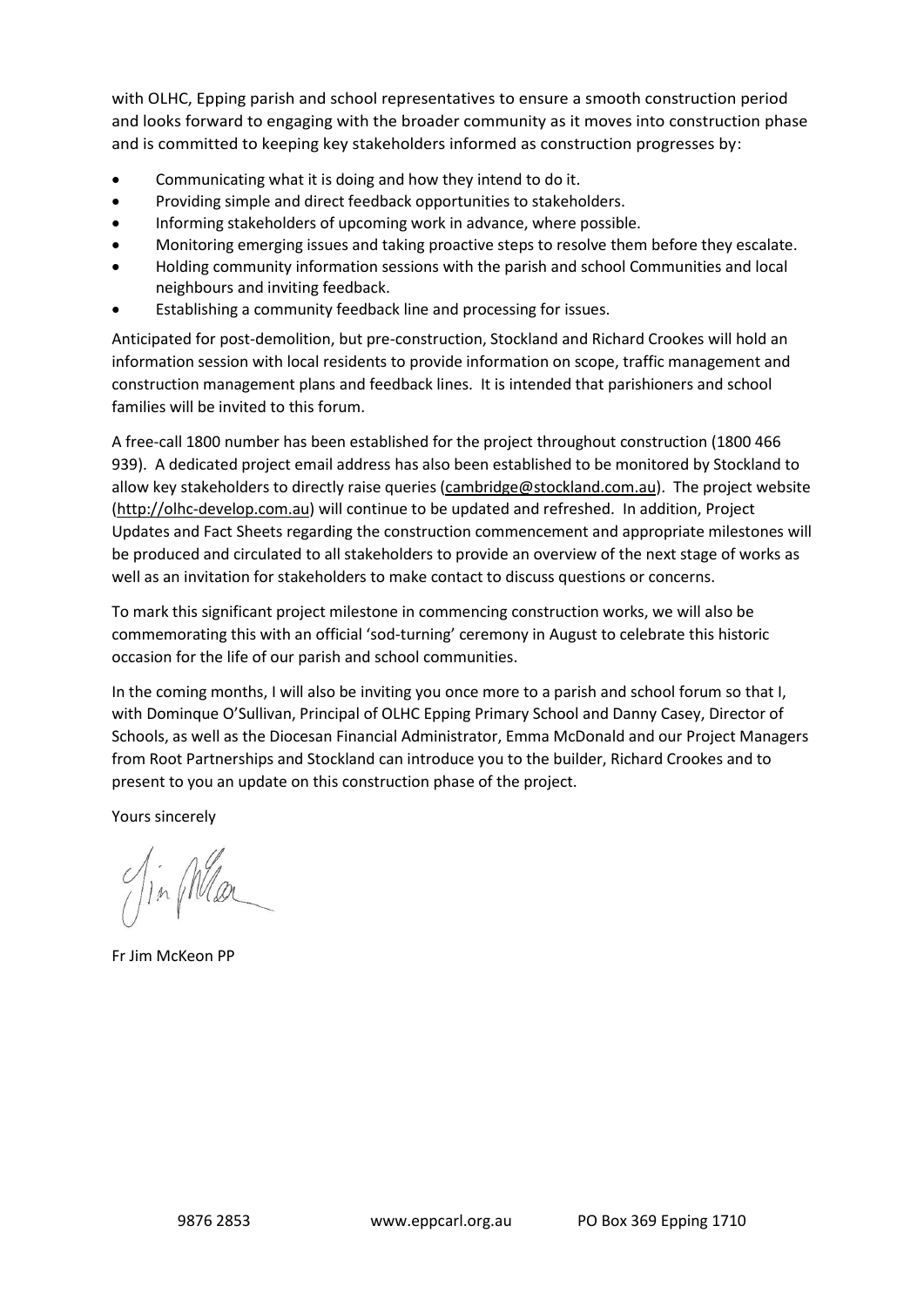with OLHC, Epping parish and school representatives to ensure a smooth construction period and looks forward to engaging with the broader community as it moves into construction phase and is committed to keeping key stakeholders informed as construction progresses by:

- Communicating what it is doing and how they intend to do it.
- Providing simple and direct feedback opportunities to stakeholders.
- Informing stakeholders of upcoming work in advance, where possible.
- Monitoring emerging issues and taking proactive steps to resolve them before they escalate.
- Holding community information sessions with the parish and school Communities and local neighbours and inviting feedback.
- Establishing a community feedback line and processing for issues.

Anticipated for post-demolition, but pre-construction, Stockland and Richard Crookes will hold an information session with local residents to provide information on scope, traffic management and construction management plans and feedback lines. It is intended that parishioners and school families will be invited to this forum.

A free-call 1800 number has been established for the project throughout construction (1800 466 939). A dedicated project email address has also been established to be monitored by Stockland to allow key stakeholders to directly raise queries (cambridge@stockland.com.au). The project website (http://olhc-develop.com.au) will continue to be updated and refreshed. In addition, Project Updates and Fact Sheets regarding the construction commencement and appropriate milestones will be produced and circulated to all stakeholders to provide an overview of the next stage of works as well as an invitation for stakeholders to make contact to discuss questions or concerns.

To mark this significant project milestone in commencing construction works, we will also be commemorating this with an official 'sod-turning' ceremony in August to celebrate this historic occasion for the life of our parish and school communities.

In the coming months, I will also be inviting you once more to a parish and school forum so that I, with Dominque O'Sullivan, Principal of OLHC Epping Primary School and Danny Casey, Director of Schools, as well as the Diocesan Financial Administrator, Emma McDonald and our Project Managers from Root Partnerships and Stockland can introduce you to the builder, Richard Crookes and to present to you an update on this construction phase of the project.

Yours sincerely

Fr Jim McKeon PP

9876 2853 www.eppcarl.org.au PO Box 369 Epping 1710